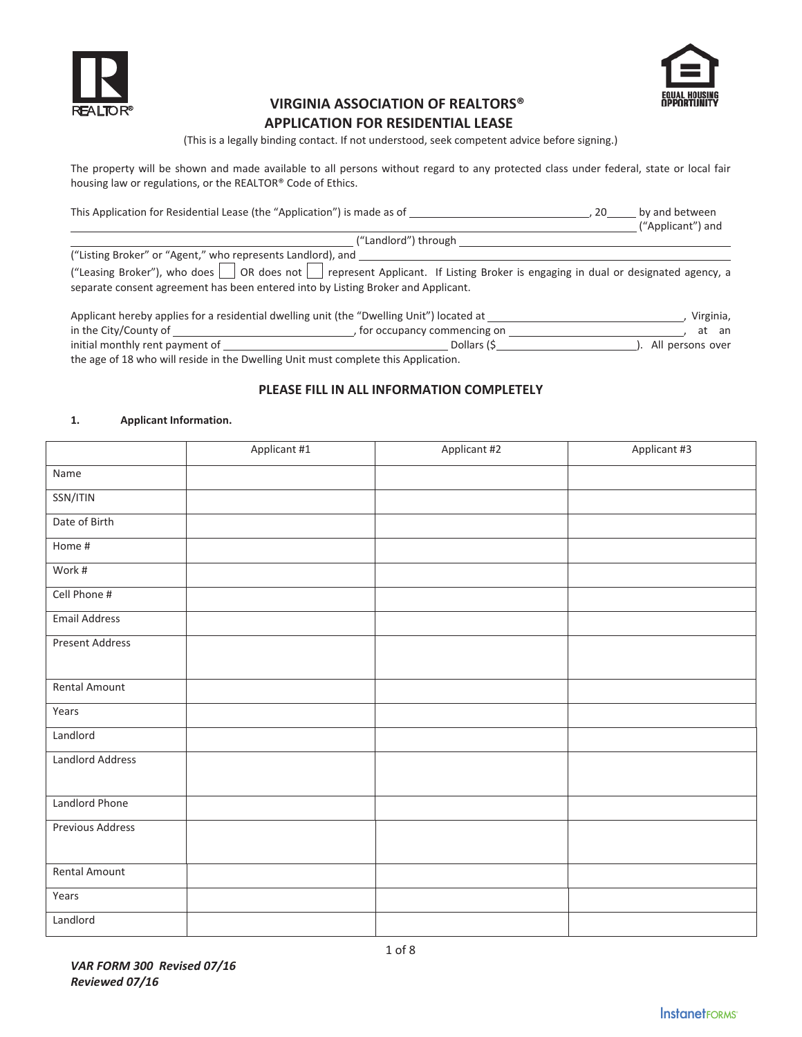# VIRGINIA ASSOCIATION OF REALTORS®
## APPLICATION FOR RESIDENTIAL LEASE

(This is a legally binding contact. If not understood, seek competent advice before signing.)

The property will be shown and made available to all persons without regard to any protected class under federal, state or local fair housing law or regulations, or the REALTOR® Code of Ethics.

This Application for Residential Lease (the "Application") is made as of ______________________________, 20_____ by and between ______________________________________________________________________ ("Applicant") and ______________________________________________ ("Landlord") through ______________________________________________ ("Listing Broker" or "Agent," who represents Landlord), and ______________________________________________ ("Leasing Broker"), who does ☐ OR does not ☐ represent Applicant. If Listing Broker is engaging in dual or designated agency, a separate consent agreement has been entered into by Listing Broker and Applicant.

Applicant hereby applies for a residential dwelling unit (the "Dwelling Unit") located at ______________________________, Virginia, in the City/County of ______________________________, for occupancy commencing on ______________________________, at an initial monthly rent payment of ______________________________ Dollars ($______________________). All persons over the age of 18 who will reside in the Dwelling Unit must complete this Application.

**PLEASE FILL IN ALL INFORMATION COMPLETELY**

**1. Applicant Information.**

| | Applicant #1 | Applicant #2 | Applicant #3 |
|---|---|---|---|
| Name | | | |
| SSN/ITIN | | | |
| Date of Birth | | | |
| Home # | | | |
| Work # | | | |
| Cell Phone # | | | |
| Email Address | | | |
| Present Address | | | |
| Rental Amount | | | |
| Years | | | |
| Landlord | | | |
| Landlord Address | | | |
| Landlord Phone | | | |
| Previous Address | | | |
| Rental Amount | | | |
| Years | | | |
| Landlord | | | |

*VAR FORM 300 Revised 07/16*
*Reviewed 07/16*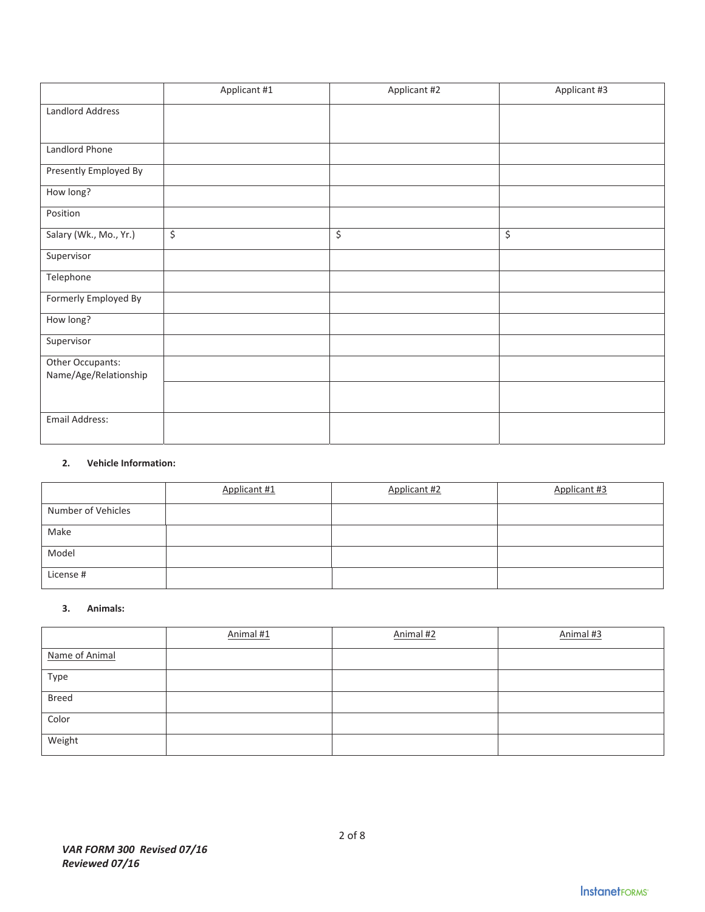| | Applicant #1 | Applicant #2 | Applicant #3 |
|---|---|---|---|
| Landlord Address | | | |
| Landlord Phone | | | |
| Presently Employed By | | | |
| How long? | | | |
| Position | | | |
| Salary (Wk., Mo., Yr.) | $ | $ | $ |
| Supervisor | | | |
| Telephone | | | |
| Formerly Employed By | | | |
| How long? | | | |
| Supervisor | | | |
| Other Occupants: Name/Age/Relationship | | | |
| | | | |
| Email Address: | | | |

**2. Vehicle Information:**

| | Applicant #1 | Applicant #2 | Applicant #3 |
|---|---|---|---|
| Number of Vehicles | | | |
| Make | | | |
| Model | | | |
| License # | | | |

**3. Animals:**

| | Animal #1 | Animal #2 | Animal #3 |
|---|---|---|---|
| Name of Animal | | | |
| Type | | | |
| Breed | | | |
| Color | | | |
| Weight | | | |

*VAR FORM 300 Revised 07/16*
*Reviewed 07/16*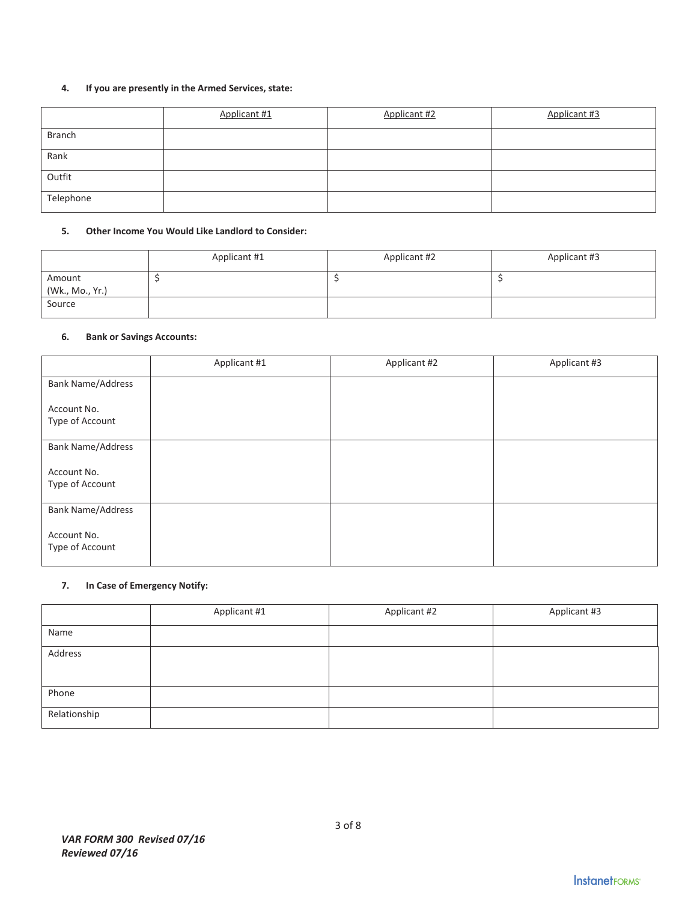4. **If you are presently in the Armed Services, state:**

| | Applicant #1 | Applicant #2 | Applicant #3 |
|---|---|---|---|
| Branch | | | |
| Rank | | | |
| Outfit | | | |
| Telephone | | | |

5. **Other Income You Would Like Landlord to Consider:**

| | Applicant #1 | Applicant #2 | Applicant #3 |
|---|---|---|---|
| Amount (Wk., Mo., Yr.) | $ | $ | $ |
| Source | | | |

6. **Bank or Savings Accounts:**

| | Applicant #1 | Applicant #2 | Applicant #3 |
|---|---|---|---|
| Bank Name/Address<br><br>Account No.<br>Type of Account | | | |
| Bank Name/Address<br><br>Account No.<br>Type of Account | | | |
| Bank Name/Address<br><br>Account No.<br>Type of Account | | | |

7. **In Case of Emergency Notify:**

| | Applicant #1 | Applicant #2 | Applicant #3 |
|---|---|---|---|
| Name | | | |
| Address | | | |
| Phone | | | |
| Relationship | | | |

***VAR FORM 300 Revised 07/16***
***Reviewed 07/16***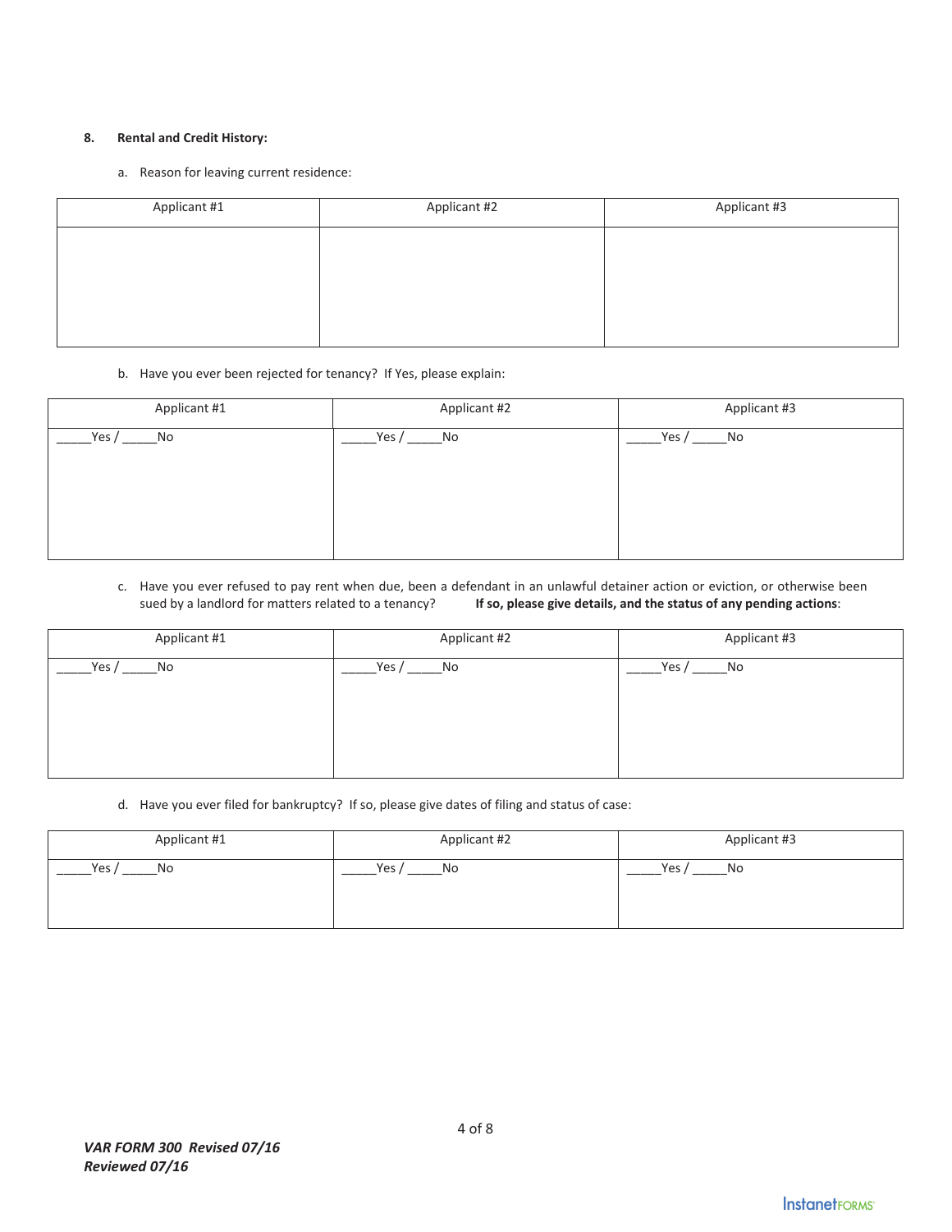**8. Rental and Credit History:**

a. Reason for leaving current residence:

| Applicant #1 | Applicant #2 | Applicant #3 |
|---|---|---|
| | | |

b. Have you ever been rejected for tenancy? If Yes, please explain:

| Applicant #1 | Applicant #2 | Applicant #3 |
|---|---|---|
| _____Yes / _____No | _____Yes / _____No | _____Yes / _____No |

c. Have you ever refused to pay rent when due, been a defendant in an unlawful detainer action or eviction, or otherwise been sued by a landlord for matters related to a tenancy? **If so, please give details, and the status of any pending actions**:

| Applicant #1 | Applicant #2 | Applicant #3 |
|---|---|---|
| _____Yes / _____No | _____Yes / _____No | _____Yes / _____No |

d. Have you ever filed for bankruptcy? If so, please give dates of filing and status of case:

| Applicant #1 | Applicant #2 | Applicant #3 |
|---|---|---|
| _____Yes / _____No | _____Yes / _____No | _____Yes / _____No |

*VAR FORM 300 Revised 07/16*
*Reviewed 07/16*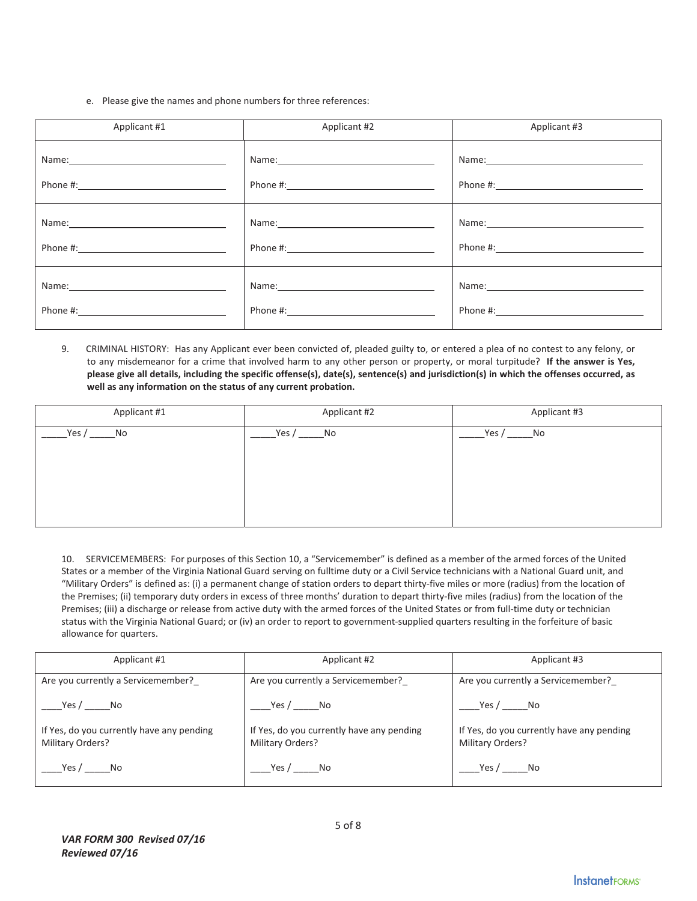e. Please give the names and phone numbers for three references:

| Applicant #1 | Applicant #2 | Applicant #3 |
| --- | --- | --- |
| Name:_______________ Phone #:_______________ | Name:_______________ Phone #:_______________ | Name:_______________ Phone #:_______________ |
| Name:_______________ Phone #:_______________ | Name:_______________ Phone #:_______________ | Name:_______________ Phone #:_______________ |
| Name:_______________ Phone #:_______________ | Name:_______________ Phone #:_______________ | Name:_______________ Phone #:_______________ |

9. CRIMINAL HISTORY: Has any Applicant ever been convicted of, pleaded guilty to, or entered a plea of no contest to any felony, or to any misdemeanor for a crime that involved harm to any other person or property, or moral turpitude? **If the answer is Yes, please give all details, including the specific offense(s), date(s), sentence(s) and jurisdiction(s) in which the offenses occurred, as well as any information on the status of any current probation.**

| Applicant #1 | Applicant #2 | Applicant #3 |
| --- | --- | --- |
| _____Yes / _____No | _____Yes / _____No | _____Yes / _____No |

10. SERVICEMEMBERS: For purposes of this Section 10, a "Servicemember" is defined as a member of the armed forces of the United States or a member of the Virginia National Guard serving on fulltime duty or a Civil Service technicians with a National Guard unit, and "Military Orders" is defined as: (i) a permanent change of station orders to depart thirty-five miles or more (radius) from the location of the Premises; (ii) temporary duty orders in excess of three months' duration to depart thirty-five miles (radius) from the location of the Premises; (iii) a discharge or release from active duty with the armed forces of the United States or from full-time duty or technician status with the Virginia National Guard; or (iv) an order to report to government-supplied quarters resulting in the forfeiture of basic allowance for quarters.

| Applicant #1 | Applicant #2 | Applicant #3 |
| --- | --- | --- |
| Are you currently a Servicemember?_ ____Yes / _____No If Yes, do you currently have any pending Military Orders? ____Yes / _____No | Are you currently a Servicemember?_ ____Yes / _____No If Yes, do you currently have any pending Military Orders? ____Yes / _____No | Are you currently a Servicemember?_ ____Yes / _____No If Yes, do you currently have any pending Military Orders? ____Yes / _____No |

*VAR FORM 300 Revised 07/16*
*Reviewed 07/16*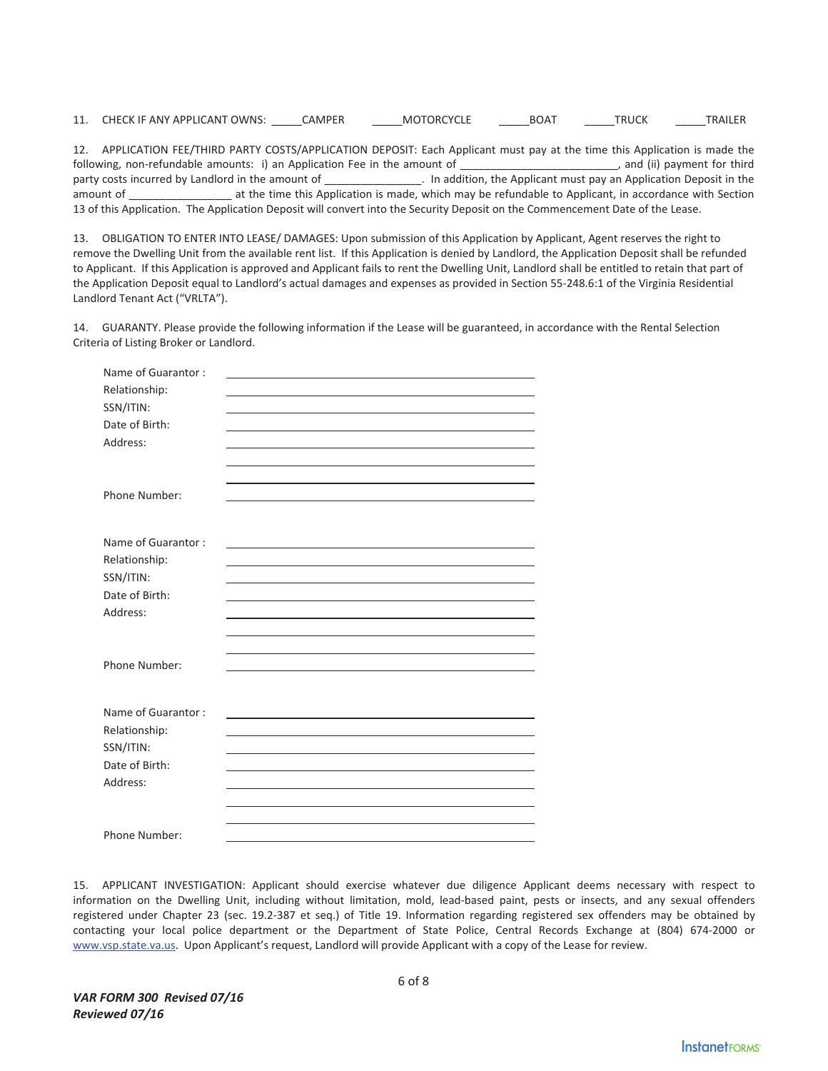11. CHECK IF ANY APPLICANT OWNS: _____CAMPER _____MOTORCYCLE _____BOAT _____TRUCK _____TRAILER

12. APPLICATION FEE/THIRD PARTY COSTS/APPLICATION DEPOSIT: Each Applicant must pay at the time this Application is made the following, non-refundable amounts: i) an Application Fee in the amount of _________________________, and (ii) payment for third party costs incurred by Landlord in the amount of _______________. In addition, the Applicant must pay an Application Deposit in the amount of ________________ at the time this Application is made, which may be refundable to Applicant, in accordance with Section 13 of this Application. The Application Deposit will convert into the Security Deposit on the Commencement Date of the Lease.

13. OBLIGATION TO ENTER INTO LEASE/ DAMAGES: Upon submission of this Application by Applicant, Agent reserves the right to remove the Dwelling Unit from the available rent list. If this Application is denied by Landlord, the Application Deposit shall be refunded to Applicant. If this Application is approved and Applicant fails to rent the Dwelling Unit, Landlord shall be entitled to retain that part of the Application Deposit equal to Landlord's actual damages and expenses as provided in Section 55-248.6:1 of the Virginia Residential Landlord Tenant Act ("VRLTA").

14. GUARANTY. Please provide the following information if the Lease will be guaranteed, in accordance with the Rental Selection Criteria of Listing Broker or Landlord.

Name of Guarantor : ________________________________________
Relationship: ________________________________________
SSN/ITIN: ________________________________________
Date of Birth: ________________________________________
Address: ________________________________________
________________________________________
________________________________________
Phone Number: ________________________________________

Name of Guarantor : ________________________________________
Relationship: ________________________________________
SSN/ITIN: ________________________________________
Date of Birth: ________________________________________
Address: ________________________________________
________________________________________
________________________________________
Phone Number: ________________________________________

Name of Guarantor : ________________________________________
Relationship: ________________________________________
SSN/ITIN: ________________________________________
Date of Birth: ________________________________________
Address: ________________________________________
________________________________________
________________________________________
Phone Number: ________________________________________

15. APPLICANT INVESTIGATION: Applicant should exercise whatever due diligence Applicant deems necessary with respect to information on the Dwelling Unit, including without limitation, mold, lead-based paint, pests or insects, and any sexual offenders registered under Chapter 23 (sec. 19.2-387 et seq.) of Title 19. Information regarding registered sex offenders may be obtained by contacting your local police department or the Department of State Police, Central Records Exchange at (804) 674-2000 or www.vsp.state.va.us. Upon Applicant's request, Landlord will provide Applicant with a copy of the Lease for review.

*VAR FORM 300 Revised 07/16*
*Reviewed 07/16*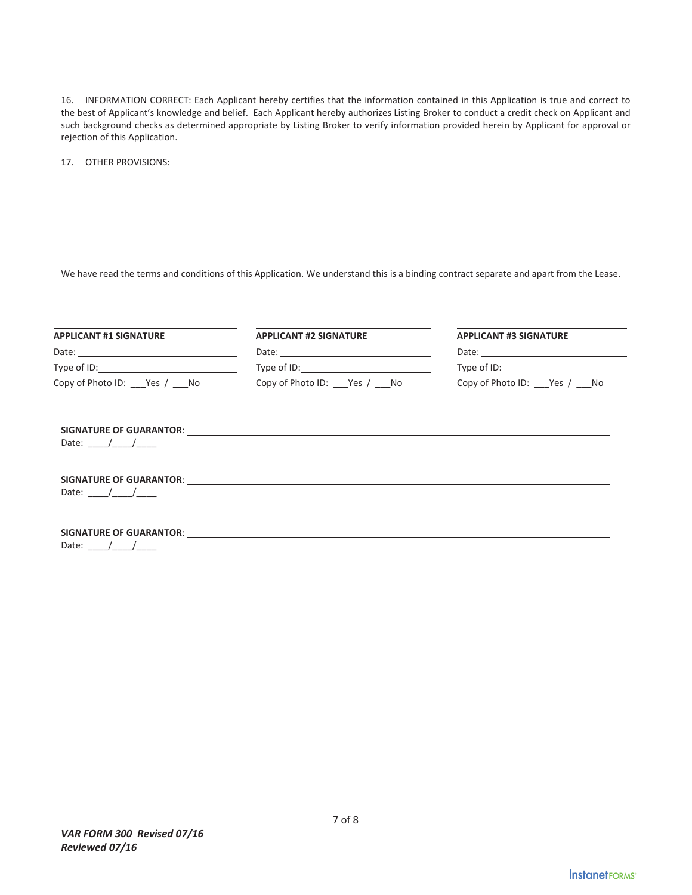16. INFORMATION CORRECT: Each Applicant hereby certifies that the information contained in this Application is true and correct to the best of Applicant's knowledge and belief. Each Applicant hereby authorizes Listing Broker to conduct a credit check on Applicant and such background checks as determined appropriate by Listing Broker to verify information provided herein by Applicant for approval or rejection of this Application.

17. OTHER PROVISIONS:

We have read the terms and conditions of this Application. We understand this is a binding contract separate and apart from the Lease.

| ______________________________ | ______________________________ | ______________________________ |
|---|---|---|
| **APPLICANT #1 SIGNATURE** | **APPLICANT #2 SIGNATURE** | **APPLICANT #3 SIGNATURE** |
| Date: ____________________ | Date: ____________________ | Date: ____________________ |
| Type of ID: ________________ | Type of ID: ________________ | Type of ID: ________________ |
| Copy of Photo ID: ___Yes / ___No | Copy of Photo ID: ___Yes / ___No | Copy of Photo ID: ___Yes / ___No |

**SIGNATURE OF GUARANTOR**: ______________________________________________

Date: ____/____/____

**SIGNATURE OF GUARANTOR**: ______________________________________________

Date: ____/____/____

**SIGNATURE OF GUARANTOR**: ______________________________________________

Date: ____/____/____

***VAR FORM 300 Revised 07/16***
***Reviewed 07/16***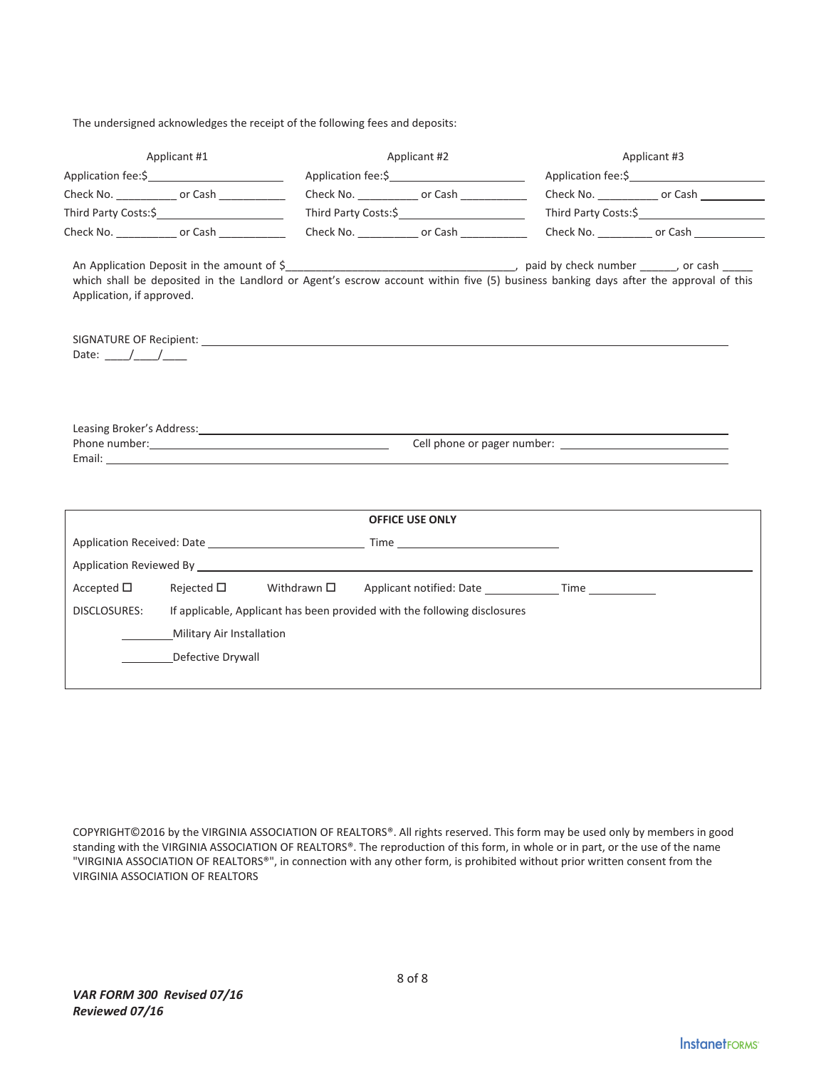The undersigned acknowledges the receipt of the following fees and deposits:

| Applicant #1 | Applicant #2 | Applicant #3 |
| --- | --- | --- |
| Application fee:$______________________ | Application fee:$______________________ | Application fee:$______________________ |
| Check No. __________ or Cash ___________ | Check No. __________ or Cash ___________ | Check No. __________ or Cash ___________ |
| Third Party Costs:$_____________________ | Third Party Costs:$_____________________ | Third Party Costs:$_____________________ |
| Check No. __________ or Cash ___________ | Check No. __________ or Cash ___________ | Check No. _________ or Cash ____________ |

An Application Deposit in the amount of $_______________________________________, paid by check number ______, or cash _____ which shall be deposited in the Landlord or Agent's escrow account within five (5) business banking days after the approval of this Application, if approved.

SIGNATURE OF Recipient: ____________________________________________________________________________
Date: ____/____/____

Leasing Broker's Address: ___________________________________________________________________________
Phone number: ________________________________________ Cell phone or pager number: ___________________________
Email: ______________________________________________________________________________________

**OFFICE USE ONLY**

Application Received: Date __________________________ Time ___________________________

Application Reviewed By ____________________________________________________________________________

Accepted ☐ Rejected ☐ Withdrawn ☐ Applicant notified: Date ____________ Time ___________

DISCLOSURES: If applicable, Applicant has been provided with the following disclosures

________Military Air Installation

________Defective Drywall

COPYRIGHT©2016 by the VIRGINIA ASSOCIATION OF REALTORS®. All rights reserved. This form may be used only by members in good standing with the VIRGINIA ASSOCIATION OF REALTORS®. The reproduction of this form, in whole or in part, or the use of the name "VIRGINIA ASSOCIATION OF REALTORS®", in connection with any other form, is prohibited without prior written consent from the VIRGINIA ASSOCIATION OF REALTORS

*VAR FORM 300 Revised 07/16*
*Reviewed 07/16*